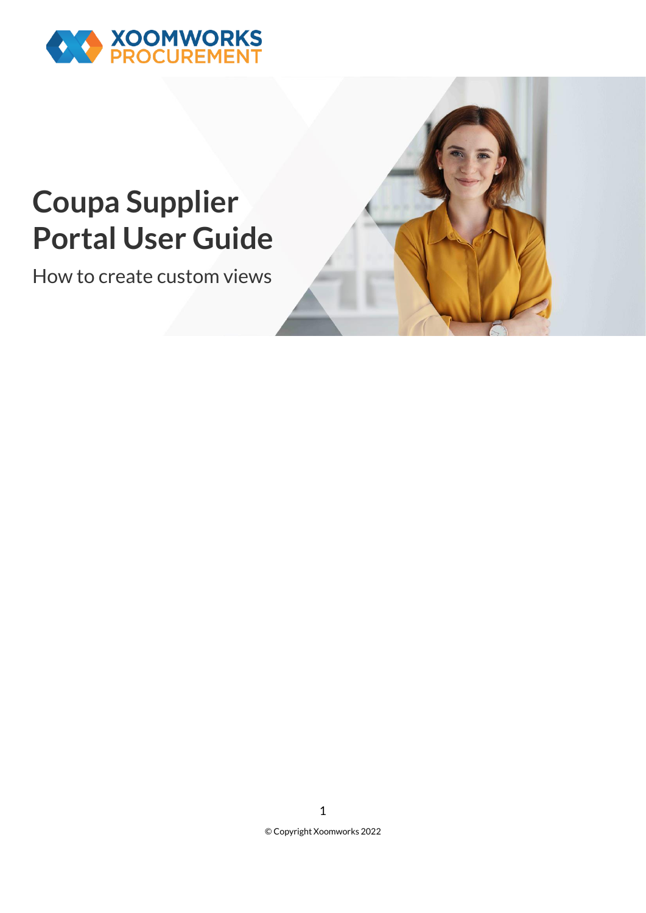XOOMWORKS PROCUREMENT

# Coupa Supplier Portal User Guide

How to create custom views

© Copyright Xoomworks 2022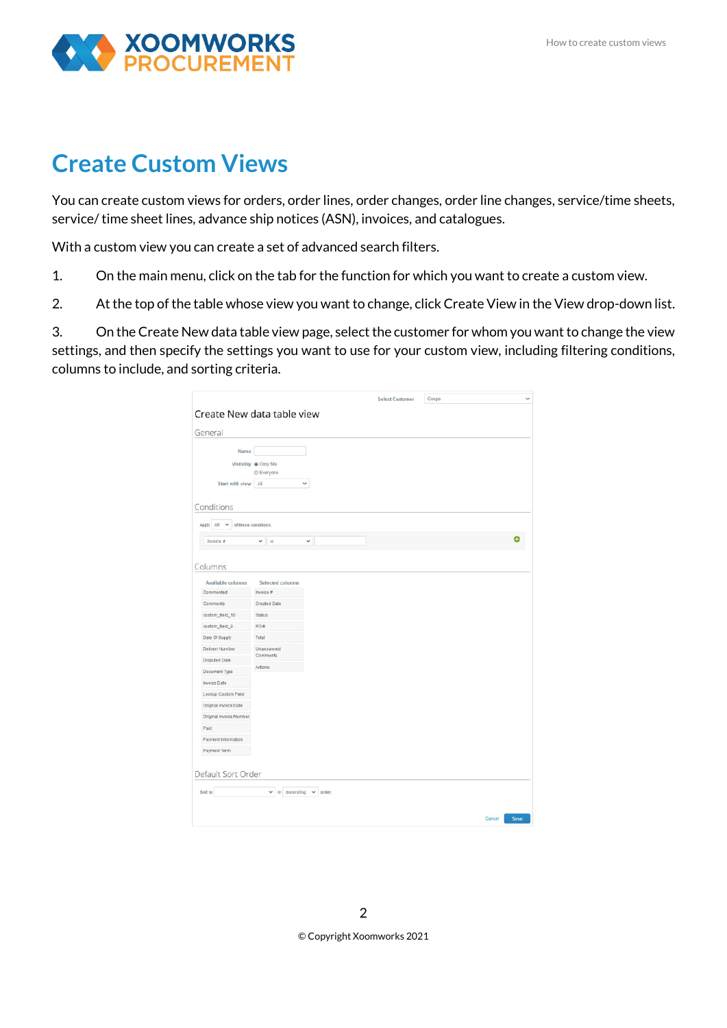# Create Custom Views

You can create custom views for orders, order lines, order changes, order line changes, service/time sheets, service/ time sheet lines, advance ship notices (ASN), invoices, and catalogues.

With a custom view you can create a set of advanced search filters.

1. On the main menu, click on the tab for the function for which you want to create a custom view.

2. At the top of the table whose view you want to change, click Create View in the View drop-down list.

3. On the Create New data table view page, select the customer for whom you want to change the view settings, and then specify the settings you want to use for your custom view, including filtering conditions, columns to include, and sorting criteria.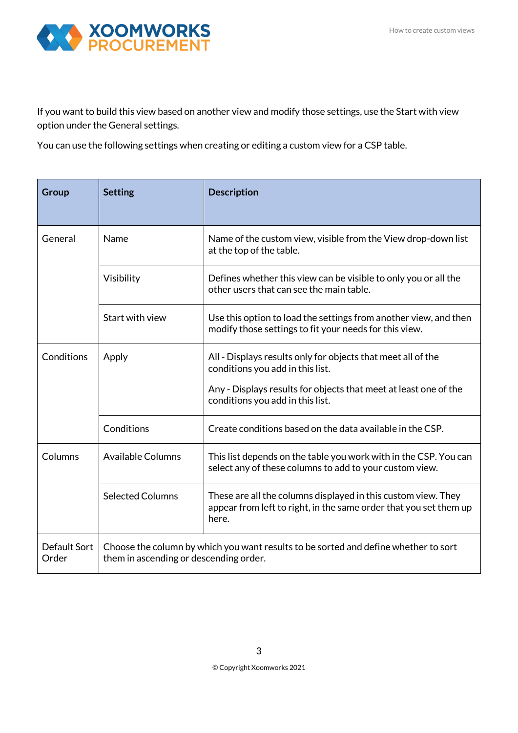If you want to build this view based on another view and modify those settings, use the Start with view option under the General settings.

You can use the following settings when creating or editing a custom view for a CSP table.

| Group | Setting | Description |
|---|---|---|
| General | Name | Name of the custom view, visible from the View drop-down list at the top of the table. |
| | Visibility | Defines whether this view can be visible to only you or all the other users that can see the main table. |
| | Start with view | Use this option to load the settings from another view, and then modify those settings to fit your needs for this view. |
| Conditions | Apply | All - Displays results only for objects that meet all of the conditions you add in this list.<br><br>Any - Displays results for objects that meet at least one of the conditions you add in this list. |
| | Conditions | Create conditions based on the data available in the CSP. |
| Columns | Available Columns | This list depends on the table you work with in the CSP. You can select any of these columns to add to your custom view. |
| | Selected Columns | These are all the columns displayed in this custom view. They appear from left to right, in the same order that you set them up here. |
| Default Sort Order | Choose the column by which you want results to be sorted and define whether to sort them in ascending or descending order. | |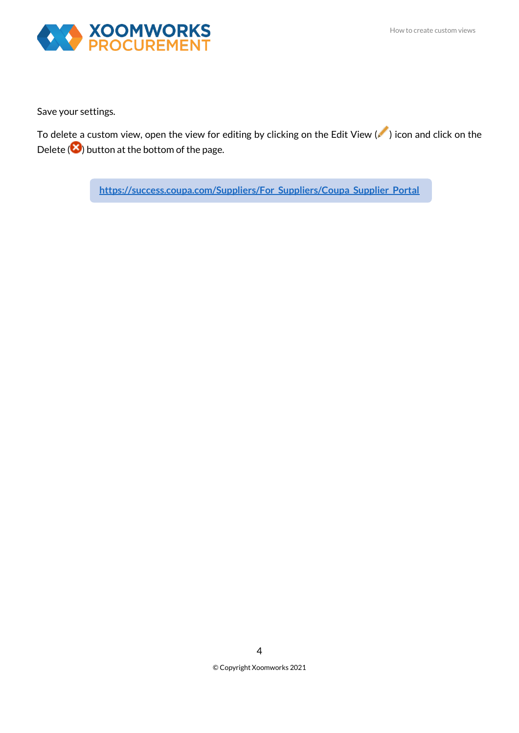Save your settings.

To delete a custom view, open the view for editing by clicking on the Edit View ( ) icon and click on the Delete ( ) button at the bottom of the page.

https://success.coupa.com/Suppliers/For_Suppliers/Coupa_Supplier_Portal

© Copyright Xoomworks 2021